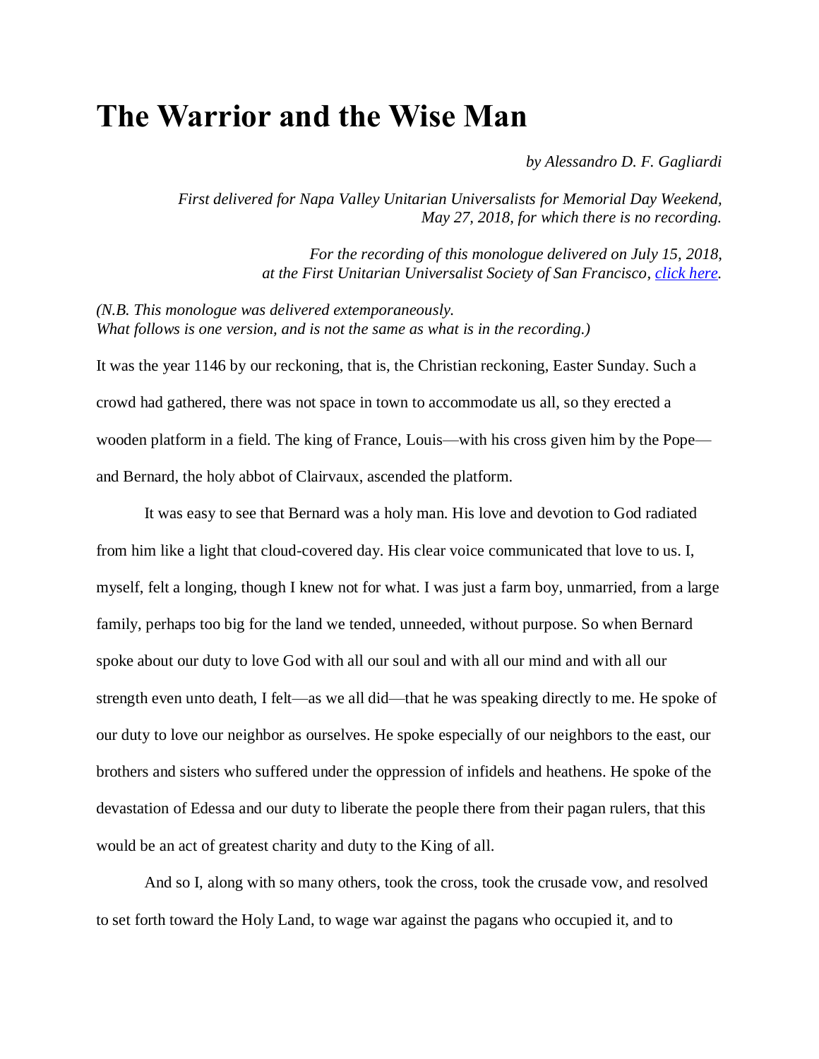# The Warrior and the Wise Man

*by Alessandro D. F. Gagliardi*

*First delivered for Napa Valley Unitarian Universalists for Memorial Day Weekend, May 27, 2018, for which there is no recording.*

*For the recording of this monologue delivered on July 15, 2018, at the First Unitarian Universalist Society of San Francisco, [click here](#).*

*(N.B. This monologue was delivered extemporaneously.
What follows is one version, and is not the same as what is in the recording.)*

It was the year 1146 by our reckoning, that is, the Christian reckoning, Easter Sunday. Such a crowd had gathered, there was not space in town to accommodate us all, so they erected a wooden platform in a field. The king of France, Louis—with his cross given him by the Pope—and Bernard, the holy abbot of Clairvaux, ascended the platform.

It was easy to see that Bernard was a holy man. His love and devotion to God radiated from him like a light that cloud-covered day. His clear voice communicated that love to us. I, myself, felt a longing, though I knew not for what. I was just a farm boy, unmarried, from a large family, perhaps too big for the land we tended, unneeded, without purpose. So when Bernard spoke about our duty to love God with all our soul and with all our mind and with all our strength even unto death, I felt—as we all did—that he was speaking directly to me. He spoke of our duty to love our neighbor as ourselves. He spoke especially of our neighbors to the east, our brothers and sisters who suffered under the oppression of infidels and heathens. He spoke of the devastation of Edessa and our duty to liberate the people there from their pagan rulers, that this would be an act of greatest charity and duty to the King of all.

And so I, along with so many others, took the cross, took the crusade vow, and resolved to set forth toward the Holy Land, to wage war against the pagans who occupied it, and to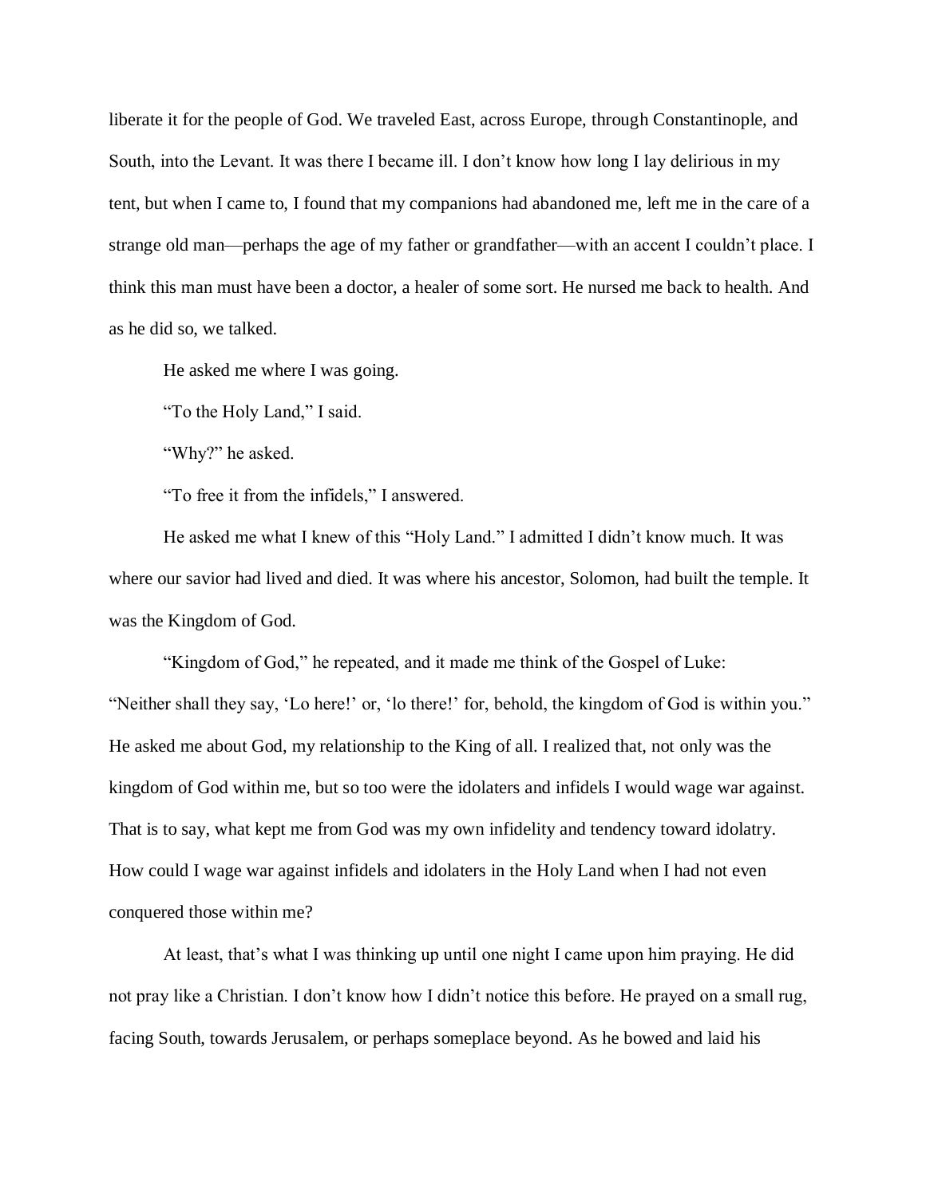liberate it for the people of God. We traveled East, across Europe, through Constantinople, and South, into the Levant. It was there I became ill. I don't know how long I lay delirious in my tent, but when I came to, I found that my companions had abandoned me, left me in the care of a strange old man—perhaps the age of my father or grandfather—with an accent I couldn't place. I think this man must have been a doctor, a healer of some sort. He nursed me back to health. And as he did so, we talked.

He asked me where I was going.

"To the Holy Land," I said.

"Why?" he asked.

"To free it from the infidels," I answered.

He asked me what I knew of this "Holy Land." I admitted I didn't know much. It was where our savior had lived and died. It was where his ancestor, Solomon, had built the temple. It was the Kingdom of God.

"Kingdom of God," he repeated, and it made me think of the Gospel of Luke: "Neither shall they say, 'Lo here!' or, 'lo there!' for, behold, the kingdom of God is within you." He asked me about God, my relationship to the King of all. I realized that, not only was the kingdom of God within me, but so too were the idolaters and infidels I would wage war against. That is to say, what kept me from God was my own infidelity and tendency toward idolatry. How could I wage war against infidels and idolaters in the Holy Land when I had not even conquered those within me?

At least, that's what I was thinking up until one night I came upon him praying. He did not pray like a Christian. I don't know how I didn't notice this before. He prayed on a small rug, facing South, towards Jerusalem, or perhaps someplace beyond. As he bowed and laid his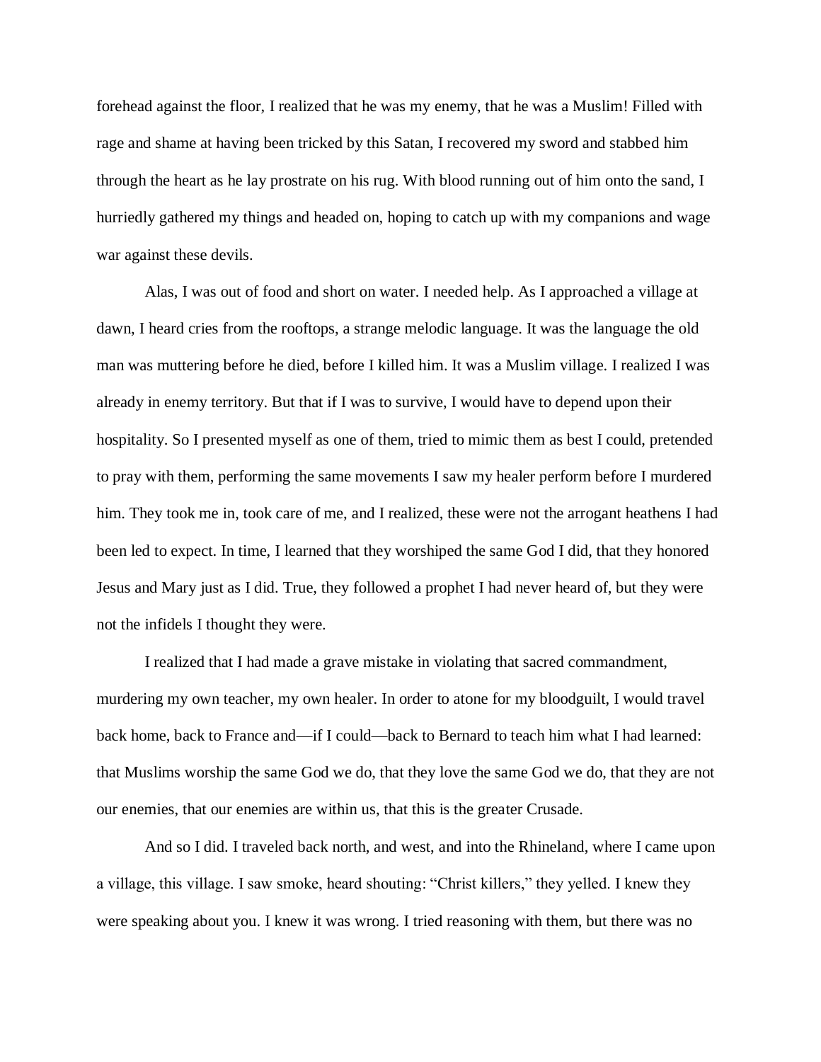forehead against the floor, I realized that he was my enemy, that he was a Muslim! Filled with rage and shame at having been tricked by this Satan, I recovered my sword and stabbed him through the heart as he lay prostrate on his rug. With blood running out of him onto the sand, I hurriedly gathered my things and headed on, hoping to catch up with my companions and wage war against these devils.

Alas, I was out of food and short on water. I needed help. As I approached a village at dawn, I heard cries from the rooftops, a strange melodic language. It was the language the old man was muttering before he died, before I killed him. It was a Muslim village. I realized I was already in enemy territory. But that if I was to survive, I would have to depend upon their hospitality. So I presented myself as one of them, tried to mimic them as best I could, pretended to pray with them, performing the same movements I saw my healer perform before I murdered him. They took me in, took care of me, and I realized, these were not the arrogant heathens I had been led to expect. In time, I learned that they worshiped the same God I did, that they honored Jesus and Mary just as I did. True, they followed a prophet I had never heard of, but they were not the infidels I thought they were.

I realized that I had made a grave mistake in violating that sacred commandment, murdering my own teacher, my own healer. In order to atone for my bloodguilt, I would travel back home, back to France and—if I could—back to Bernard to teach him what I had learned: that Muslims worship the same God we do, that they love the same God we do, that they are not our enemies, that our enemies are within us, that this is the greater Crusade.

And so I did. I traveled back north, and west, and into the Rhineland, where I came upon a village, this village. I saw smoke, heard shouting: "Christ killers," they yelled. I knew they were speaking about you. I knew it was wrong. I tried reasoning with them, but there was no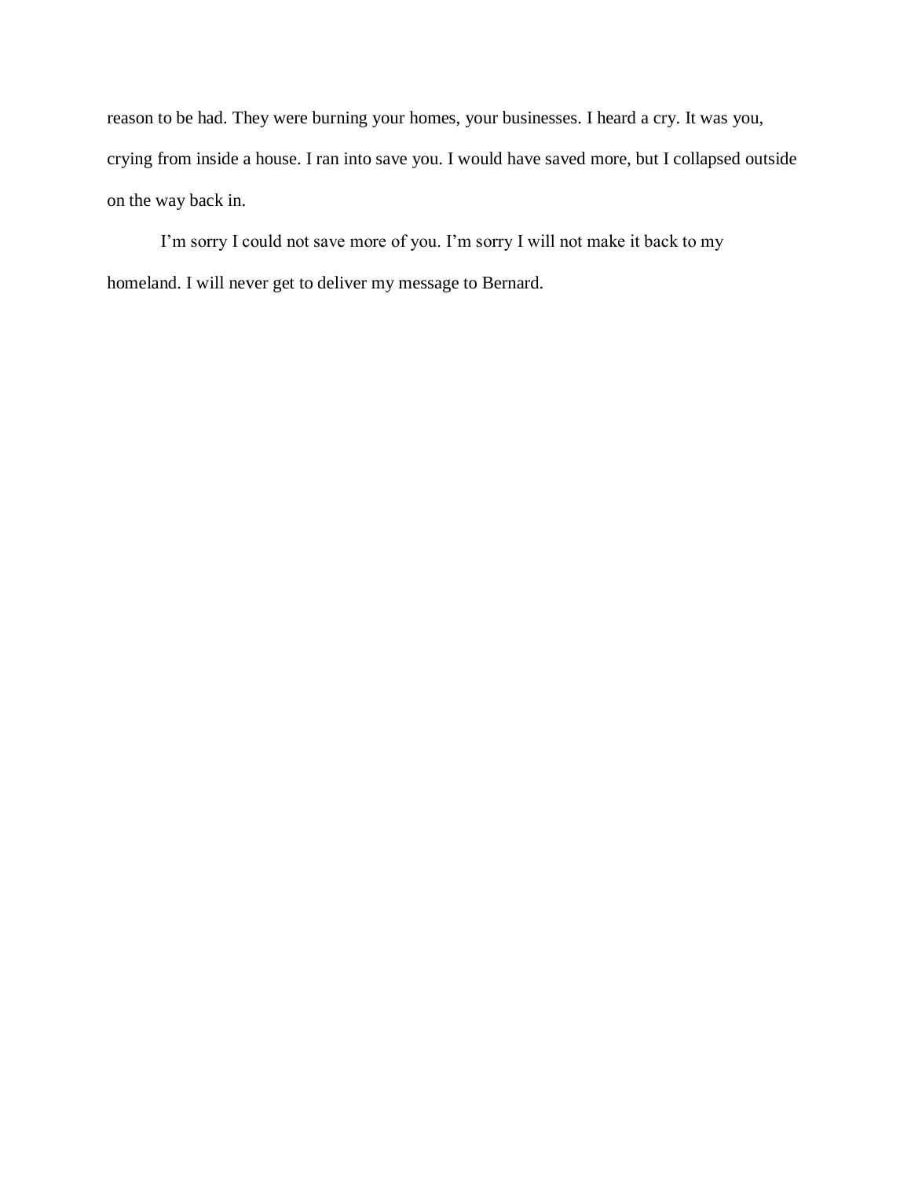reason to be had. They were burning your homes, your businesses. I heard a cry. It was you, crying from inside a house. I ran into save you. I would have saved more, but I collapsed outside on the way back in.

I'm sorry I could not save more of you. I'm sorry I will not make it back to my homeland. I will never get to deliver my message to Bernard.